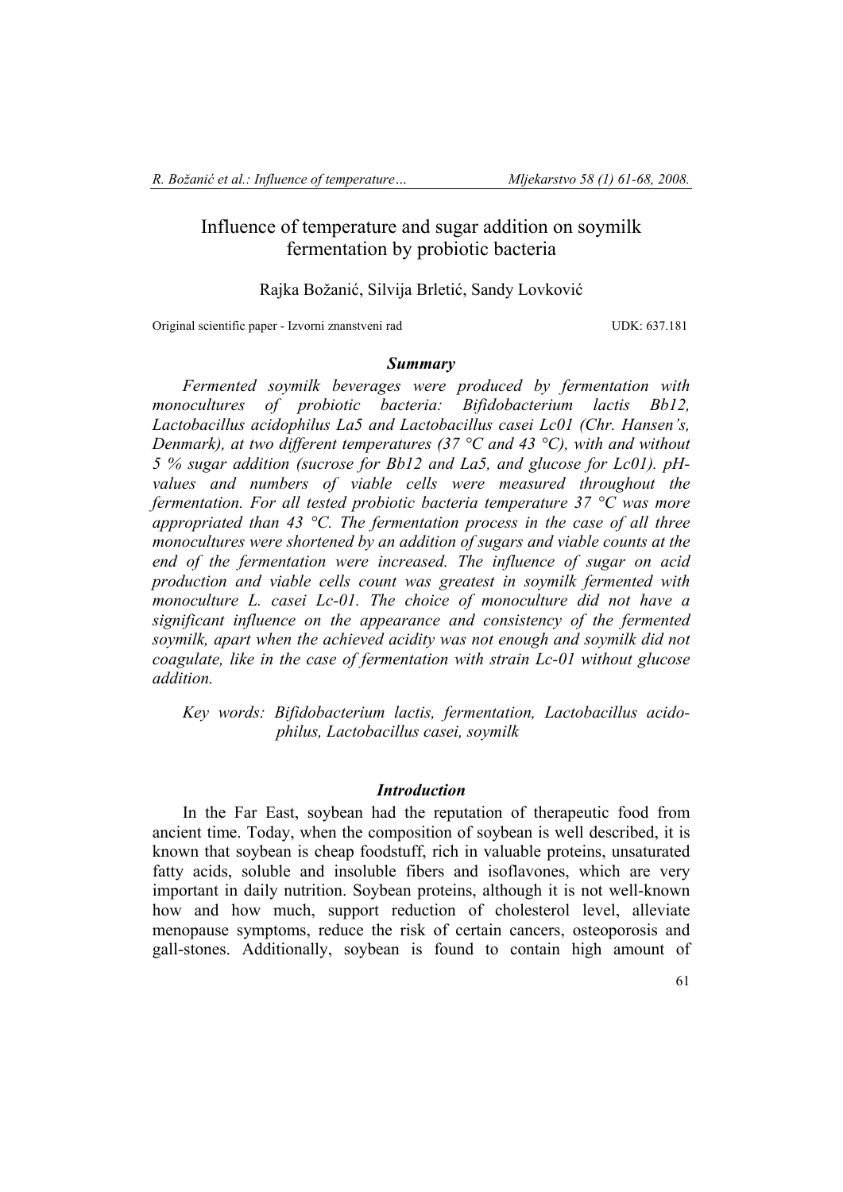# Influence of temperature and sugar addition on soymilk fermentation by probiotic bacteria

Rajka Božanić, Silvija Brletić, Sandy Lovković

Original scientific paper - Izvorni znanstveni rad UDK: 637.181

## *Summary*

*Fermented soymilk beverages were produced by fermentation with monocultures of probiotic bacteria: Bifidobacterium lactis Bb12, Lactobacillus acidophilus La5 and Lactobacillus casei Lc01 (Chr. Hansen's, Denmark), at two different temperatures (37 °C and 43 °C), with and without 5 % sugar addition (sucrose for Bb12 and La5, and glucose for Lc01). pH-values and numbers of viable cells were measured throughout the fermentation. For all tested probiotic bacteria temperature 37 °C was more appropriated than 43 °C. The fermentation process in the case of all three monocultures were shortened by an addition of sugars and viable counts at the end of the fermentation were increased. The influence of sugar on acid production and viable cells count was greatest in soymilk fermented with monoculture L. casei Lc-01. The choice of monoculture did not have a significant influence on the appearance and consistency of the fermented soymilk, apart when the achieved acidity was not enough and soymilk did not coagulate, like in the case of fermentation with strain Lc-01 without glucose addition.*

*Key words: Bifidobacterium lactis, fermentation, Lactobacillus acidophilus, Lactobacillus casei, soymilk*

## *Introduction*

In the Far East, soybean had the reputation of therapeutic food from ancient time. Today, when the composition of soybean is well described, it is known that soybean is cheap foodstuff, rich in valuable proteins, unsaturated fatty acids, soluble and insoluble fibers and isoflavones, which are very important in daily nutrition. Soybean proteins, although it is not well-known how and how much, support reduction of cholesterol level, alleviate menopause symptoms, reduce the risk of certain cancers, osteoporosis and gall-stones. Additionally, soybean is found to contain high amount of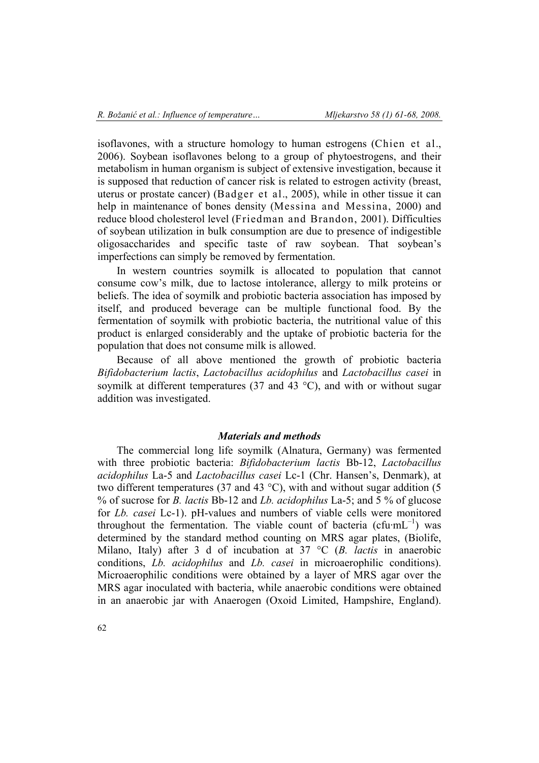isoflavones, with a structure homology to human estrogens (Chien et al., 2006). Soybean isoflavones belong to a group of phytoestrogens, and their metabolism in human organism is subject of extensive investigation, because it is supposed that reduction of cancer risk is related to estrogen activity (breast, uterus or prostate cancer) (Badger et al., 2005), while in other tissue it can help in maintenance of bones density (Messina and Messina, 2000) and reduce blood cholesterol level (Friedman and Brandon, 2001). Difficulties of soybean utilization in bulk consumption are due to presence of indigestible oligosaccharides and specific taste of raw soybean. That soybean's imperfections can simply be removed by fermentation.

In western countries soymilk is allocated to population that cannot consume cow's milk, due to lactose intolerance, allergy to milk proteins or beliefs. The idea of soymilk and probiotic bacteria association has imposed by itself, and produced beverage can be multiple functional food. By the fermentation of soymilk with probiotic bacteria, the nutritional value of this product is enlarged considerably and the uptake of probiotic bacteria for the population that does not consume milk is allowed.

Because of all above mentioned the growth of probiotic bacteria *Bifidobacterium lactis*, *Lactobacillus acidophilus* and *Lactobacillus casei* in soymilk at different temperatures (37 and 43 °C), and with or without sugar addition was investigated.

### *Materials and methods*

The commercial long life soymilk (Alnatura, Germany) was fermented with three probiotic bacteria: *Bifidobacterium lactis* Bb-12, *Lactobacillus acidophilus* La-5 and *Lactobacillus casei* Lc-1 (Chr. Hansen's, Denmark), at two different temperatures (37 and 43 °C), with and without sugar addition (5 % of sucrose for *B. lactis* Bb-12 and *Lb. acidophilus* La-5; and 5 % of glucose for *Lb. casei* Lc-1). pH-values and numbers of viable cells were monitored throughout the fermentation. The viable count of bacteria (cfu·mL$^{-1}$) was determined by the standard method counting on MRS agar plates, (Biolife, Milano, Italy) after 3 d of incubation at 37 °C (*B. lactis* in anaerobic conditions, *Lb. acidophilus* and *Lb. casei* in microaerophilic conditions). Microaerophilic conditions were obtained by a layer of MRS agar over the MRS agar inoculated with bacteria, while anaerobic conditions were obtained in an anaerobic jar with Anaerogen (Oxoid Limited, Hampshire, England).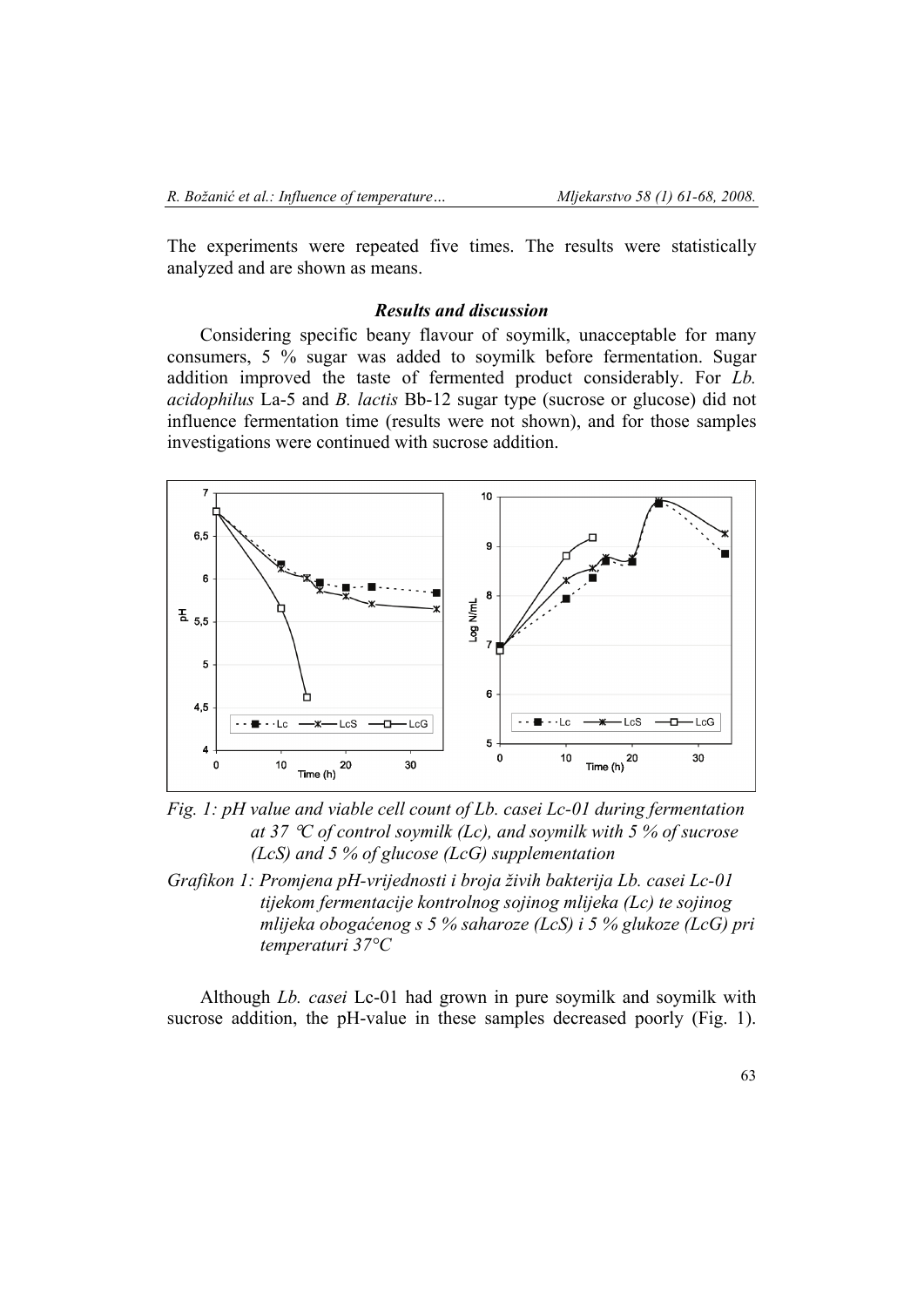The experiments were repeated five times. The results were statistically analyzed and are shown as means.

### *Results and discussion*

Considering specific beany flavour of soymilk, unacceptable for many consumers, 5 % sugar was added to soymilk before fermentation. Sugar addition improved the taste of fermented product considerably. For *Lb. acidophilus* La-5 and *B. lactis* Bb-12 sugar type (sucrose or glucose) did not influence fermentation time (results were not shown), and for those samples investigations were continued with sucrose addition.

*Fig. 1: pH value and viable cell count of Lb. casei Lc-01 during fermentation at 37 °C of control soymilk (Lc), and soymilk with 5 % of sucrose (LcS) and 5 % of glucose (LcG) supplementation*

*Grafikon 1: Promjena pH-vrijednosti i broja živih bakterija Lb. casei Lc-01 tijekom fermentacije kontrolnog sojinog mlijeka (Lc) te sojinog mlijeka obogaćenog s 5 % saharoze (LcS) i 5 % glukoze (LcG) pri temperaturi 37°C*

Although *Lb. casei* Lc-01 had grown in pure soymilk and soymilk with sucrose addition, the pH-value in these samples decreased poorly (Fig. 1).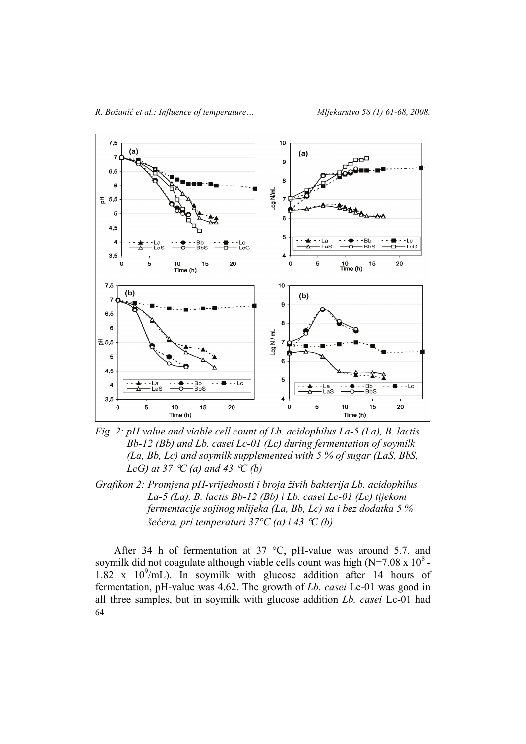(a)

pH

7,5 7 6,5 6 5,5 5 4,5 4 3,5

0 5 10 15 20

Time (h)

La Bb Lc LaS BbS LcG

(a)

Log N/mL

10 9 8 7 6 5 4

0 5 10 15 20

Time (h)

La Bb Lc LaS BbS LcG

(b)

pH

7,5 7 6,5 6 5,5 5 4,5 4 3,5

0 5 10 15 20

Time (h)

La Bb Lc LaS BbS

(b)

Log N / mL

10 9 8 7 6 5 4

0 5 10 15 20

Time (h)

La Bb Lc LaS BbS

*Fig. 2: pH value and viable cell count of Lb. acidophilus La-5 (La), B. lactis Bb-12 (Bb) and Lb. casei Lc-01 (Lc) during fermentation of soymilk (La, Bb, Lc) and soymilk supplemented with 5 % of sugar (LaS, BbS, LcG) at 37 °C (a) and 43 °C (b)*

*Grafikon 2: Promjena pH-vrijednosti i broja živih bakterija Lb. acidophilus La-5 (La), B. lactis Bb-12 (Bb) i Lb. casei Lc-01 (Lc) tijekom fermentacije sojinog mlijeka (La, Bb, Lc) sa i bez dodatka 5 % šećera, pri temperaturi 37°C (a) i 43 °C (b)*

After 34 h of fermentation at 37 °C, pH-value was around 5.7, and soymilk did not coagulate although viable cells count was high ($N=7.08 \times 10^8$ - $1.82 \times 10^9$/mL). In soymilk with glucose addition after 14 hours of fermentation, pH-value was 4.62. The growth of *Lb. casei* Lc-01 was good in all three samples, but in soymilk with glucose addition *Lb. casei* Lc-01 had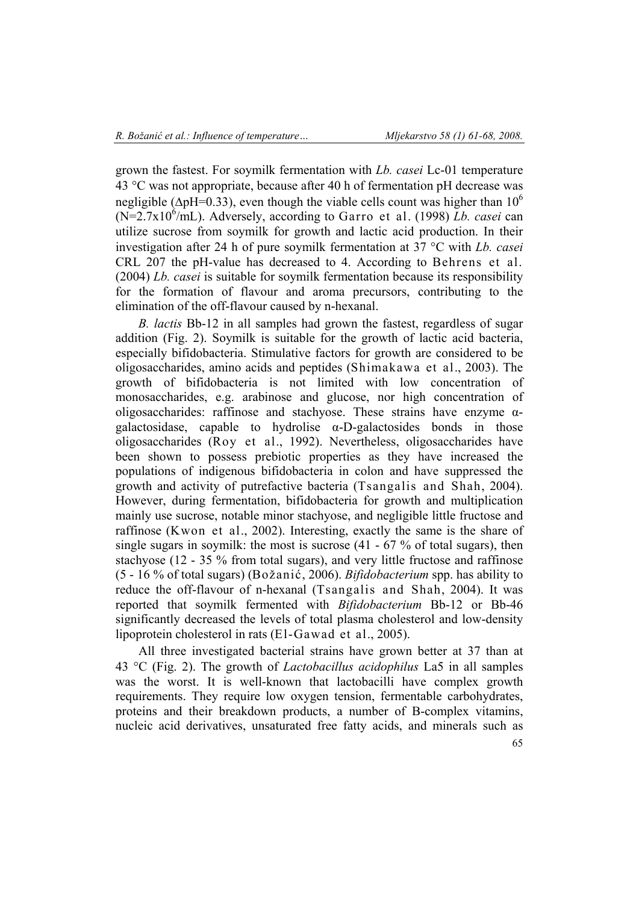grown the fastest. For soymilk fermentation with *Lb. casei* Lc-01 temperature 43 °C was not appropriate, because after 40 h of fermentation pH decrease was negligible ($\Delta$pH=0.33), even though the viable cells count was higher than $10^6$ (N=$2.7 \times 10^6$/mL). Adversely, according to Garro et al. (1998) *Lb. casei* can utilize sucrose from soymilk for growth and lactic acid production. In their investigation after 24 h of pure soymilk fermentation at 37 °C with *Lb. casei* CRL 207 the pH-value has decreased to 4. According to Behrens et al. (2004) *Lb. casei* is suitable for soymilk fermentation because its responsibility for the formation of flavour and aroma precursors, contributing to the elimination of the off-flavour caused by n-hexanal.

*B. lactis* Bb-12 in all samples had grown the fastest, regardless of sugar addition (Fig. 2). Soymilk is suitable for the growth of lactic acid bacteria, especially bifidobacteria. Stimulative factors for growth are considered to be oligosaccharides, amino acids and peptides (Shimakawa et al., 2003). The growth of bifidobacteria is not limited with low concentration of monosaccharides, e.g. arabinose and glucose, nor high concentration of oligosaccharides: raffinose and stachyose. These strains have enzyme α-galactosidase, capable to hydrolise α-D-galactosides bonds in those oligosaccharides (Roy et al., 1992). Nevertheless, oligosaccharides have been shown to possess prebiotic properties as they have increased the populations of indigenous bifidobacteria in colon and have suppressed the growth and activity of putrefactive bacteria (Tsangalis and Shah, 2004). However, during fermentation, bifidobacteria for growth and multiplication mainly use sucrose, notable minor stachyose, and negligible little fructose and raffinose (Kwon et al., 2002). Interesting, exactly the same is the share of single sugars in soymilk: the most is sucrose (41 - 67 % of total sugars), then stachyose (12 - 35 % from total sugars), and very little fructose and raffinose (5 - 16 % of total sugars) (Božanić, 2006). *Bifidobacterium* spp. has ability to reduce the off-flavour of n-hexanal (Tsangalis and Shah, 2004). It was reported that soymilk fermented with *Bifidobacterium* Bb-12 or Bb-46 significantly decreased the levels of total plasma cholesterol and low-density lipoprotein cholesterol in rats (El-Gawad et al., 2005).

All three investigated bacterial strains have grown better at 37 than at 43 °C (Fig. 2). The growth of *Lactobacillus acidophilus* La5 in all samples was the worst. It is well-known that lactobacilli have complex growth requirements. They require low oxygen tension, fermentable carbohydrates, proteins and their breakdown products, a number of B-complex vitamins, nucleic acid derivatives, unsaturated free fatty acids, and minerals such as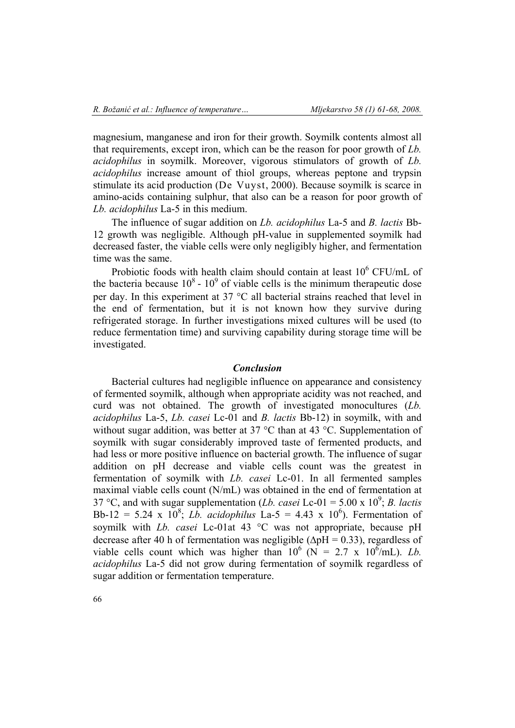magnesium, manganese and iron for their growth. Soymilk contents almost all that requirements, except iron, which can be the reason for poor growth of *Lb. acidophilus* in soymilk. Moreover, vigorous stimulators of growth of *Lb. acidophilus* increase amount of thiol groups, whereas peptone and trypsin stimulate its acid production (De Vuyst, 2000). Because soymilk is scarce in amino-acids containing sulphur, that also can be a reason for poor growth of *Lb. acidophilus* La-5 in this medium.

The influence of sugar addition on *Lb. acidophilus* La-5 and *B. lactis* Bb-12 growth was negligible. Although pH-value in supplemented soymilk had decreased faster, the viable cells were only negligibly higher, and fermentation time was the same.

Probiotic foods with health claim should contain at least $10^6$ CFU/mL of the bacteria because $10^8$ - $10^9$ of viable cells is the minimum therapeutic dose per day. In this experiment at 37 °C all bacterial strains reached that level in the end of fermentation, but it is not known how they survive during refrigerated storage. In further investigations mixed cultures will be used (to reduce fermentation time) and surviving capability during storage time will be investigated.

### *Conclusion*

Bacterial cultures had negligible influence on appearance and consistency of fermented soymilk, although when appropriate acidity was not reached, and curd was not obtained. The growth of investigated monocultures (*Lb. acidophilus* La-5, *Lb. casei* Lc-01 and *B. lactis* Bb-12) in soymilk, with and without sugar addition, was better at 37 °C than at 43 °C. Supplementation of soymilk with sugar considerably improved taste of fermented products, and had less or more positive influence on bacterial growth. The influence of sugar addition on pH decrease and viable cells count was the greatest in fermentation of soymilk with *Lb. casei* Lc-01. In all fermented samples maximal viable cells count (N/mL) was obtained in the end of fermentation at 37 °C, and with sugar supplementation (*Lb. casei* Lc-01 = $5.00 \times 10^9$; *B. lactis* Bb-12 = $5.24 \times 10^8$; *Lb. acidophilus* La-5 = $4.43 \times 10^6$). Fermentation of soymilk with *Lb. casei* Lc-01at 43 °C was not appropriate, because pH decrease after 40 h of fermentation was negligible ($\Delta$pH = 0.33), regardless of viable cells count which was higher than $10^6$ (N = $2.7 \times 10^6$/mL). *Lb. acidophilus* La-5 did not grow during fermentation of soymilk regardless of sugar addition or fermentation temperature.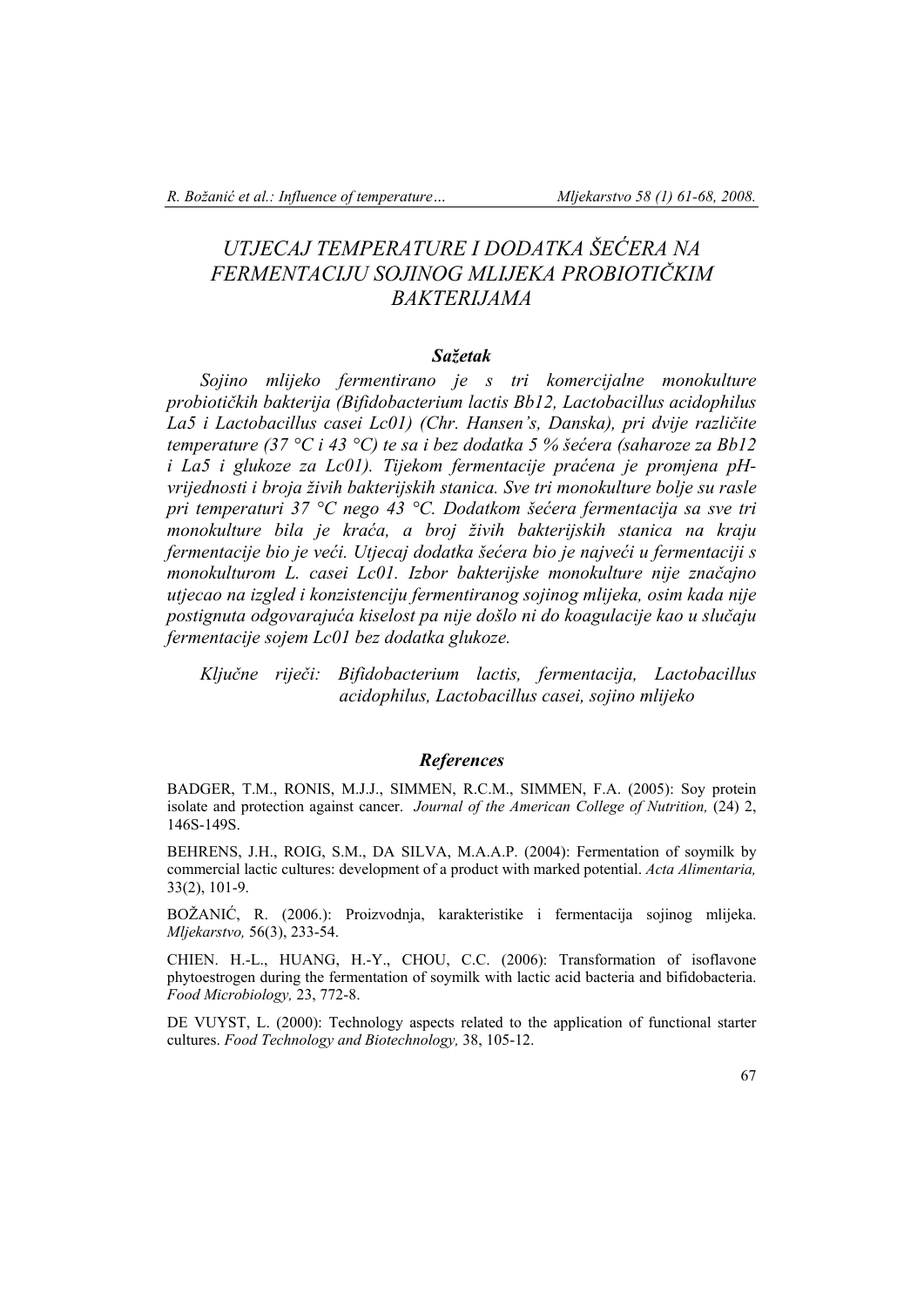# UTJECAJ TEMPERATURE I DODATKA ŠEĆERA NA FERMENTACIJU SOJINOG MLIJEKA PROBIOTIČKIM BAKTERIJAMA

## Sažetak

*Sojino mlijeko fermentirano je s tri komercijalne monokulture probiotičkih bakterija (Bifidobacterium lactis Bb12, Lactobacillus acidophilus La5 i Lactobacillus casei Lc01) (Chr. Hansen's, Danska), pri dvije različite temperature (37 °C i 43 °C) te sa i bez dodatka 5 % šećera (saharoze za Bb12 i La5 i glukoze za Lc01). Tijekom fermentacije praćena je promjena pH-vrijednosti i broja živih bakterijskih stanica. Sve tri monokulture bolje su rasle pri temperaturi 37 °C nego 43 °C. Dodatkom šećera fermentacija sa sve tri monokulture bila je kraća, a broj živih bakterijskih stanica na kraju fermentacije bio je veći. Utjecaj dodatka šećera bio je najveći u fermentaciji s monokulturom L. casei Lc01. Izbor bakterijske monokulture nije značajno utjecao na izgled i konzistenciju fermentiranog sojinog mlijeka, osim kada nije postignuta odgovarajuća kiselost pa nije došlo ni do koagulacije kao u slučaju fermentacije sojem Lc01 bez dodatka glukoze.*

*Ključne riječi: Bifidobacterium lactis, fermentacija, Lactobacillus acidophilus, Lactobacillus casei, sojino mlijeko*

## References

BADGER, T.M., RONIS, M.J.J., SIMMEN, R.C.M., SIMMEN, F.A. (2005): Soy protein isolate and protection against cancer. *Journal of the American College of Nutrition,* (24) 2, 146S-149S.

BEHRENS, J.H., ROIG, S.M., DA SILVA, M.A.A.P. (2004): Fermentation of soymilk by commercial lactic cultures: development of a product with marked potential. *Acta Alimentaria,* 33(2), 101-9.

BOŽANIĆ, R. (2006.): Proizvodnja, karakteristike i fermentacija sojinog mlijeka. *Mljekarstvo,* 56(3), 233-54.

CHIEN. H.-L., HUANG, H.-Y., CHOU, C.C. (2006): Transformation of isoflavone phytoestrogen during the fermentation of soymilk with lactic acid bacteria and bifidobacteria. *Food Microbiology,* 23, 772-8.

DE VUYST, L. (2000): Technology aspects related to the application of functional starter cultures. *Food Technology and Biotechnology,* 38, 105-12.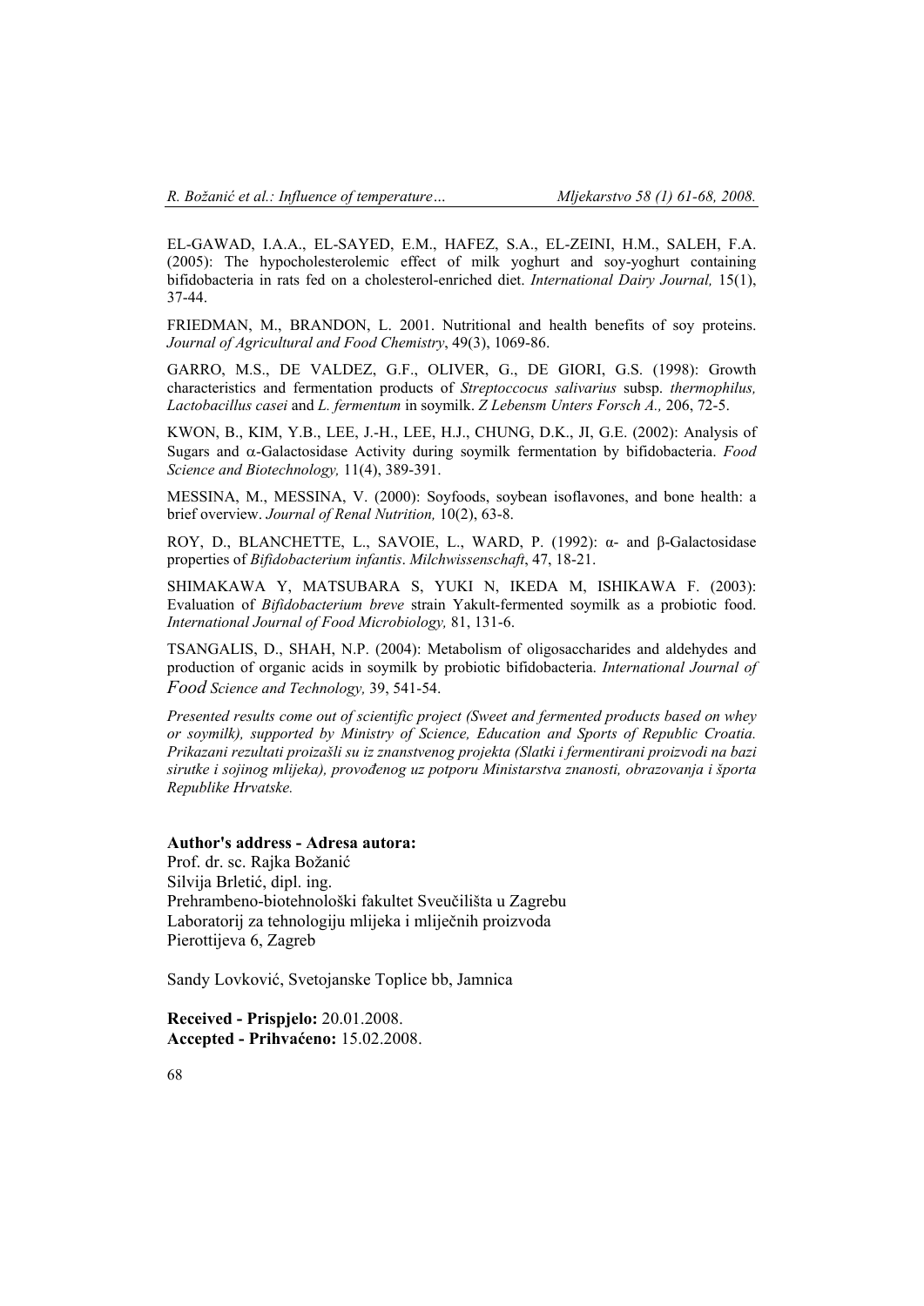EL-GAWAD, I.A.A., EL-SAYED, E.M., HAFEZ, S.A., EL-ZEINI, H.M., SALEH, F.A. (2005): The hypocholesterolemic effect of milk yoghurt and soy-yoghurt containing bifidobacteria in rats fed on a cholesterol-enriched diet. *International Dairy Journal,* 15(1), 37-44.

FRIEDMAN, M., BRANDON, L. 2001. Nutritional and health benefits of soy proteins. *Journal of Agricultural and Food Chemistry*, 49(3), 1069-86.

GARRO, M.S., DE VALDEZ, G.F., OLIVER, G., DE GIORI, G.S. (1998): Growth characteristics and fermentation products of *Streptoccocus salivarius* subsp. *thermophilus, Lactobacillus casei* and *L. fermentum* in soymilk. *Z Lebensm Unters Forsch A.,* 206, 72-5.

KWON, B., KIM, Y.B., LEE, J.-H., LEE, H.J., CHUNG, D.K., JI, G.E. (2002): Analysis of Sugars and α-Galactosidase Activity during soymilk fermentation by bifidobacteria. *Food Science and Biotechnology,* 11(4), 389-391.

MESSINA, M., MESSINA, V. (2000): Soyfoods, soybean isoflavones, and bone health: a brief overview. *Journal of Renal Nutrition,* 10(2), 63-8.

ROY, D., BLANCHETTE, L., SAVOIE, L., WARD, P. (1992): α- and β-Galactosidase properties of *Bifidobacterium infantis*. *Milchwissenschaft*, 47, 18-21.

SHIMAKAWA Y, MATSUBARA S, YUKI N, IKEDA M, ISHIKAWA F. (2003): Evaluation of *Bifidobacterium breve* strain Yakult-fermented soymilk as a probiotic food. *International Journal of Food Microbiology,* 81, 131-6.

TSANGALIS, D., SHAH, N.P. (2004): Metabolism of oligosaccharides and aldehydes and production of organic acids in soymilk by probiotic bifidobacteria. *International Journal of Food Science and Technology,* 39, 541-54.

*Presented results come out of scientific project (Sweet and fermented products based on whey or soymilk), supported by Ministry of Science, Education and Sports of Republic Croatia. Prikazani rezultati proizašli su iz znanstvenog projekta (Slatki i fermentirani proizvodi na bazi sirutke i sojinog mlijeka), provođenog uz potporu Ministarstva znanosti, obrazovanja i športa Republike Hrvatske.*

**Author's address - Adresa autora:**
Prof. dr. sc. Rajka Božanić
Silvija Brletić, dipl. ing.
Prehrambeno-biotehnološki fakultet Sveučilišta u Zagrebu
Laboratorij za tehnologiju mlijeka i mliječnih proizvoda
Pierottijeva 6, Zagreb

Sandy Lovković, Svetojanske Toplice bb, Jamnica

**Received - Prispjelo:** 20.01.2008.
**Accepted - Prihvaćeno:** 15.02.2008.